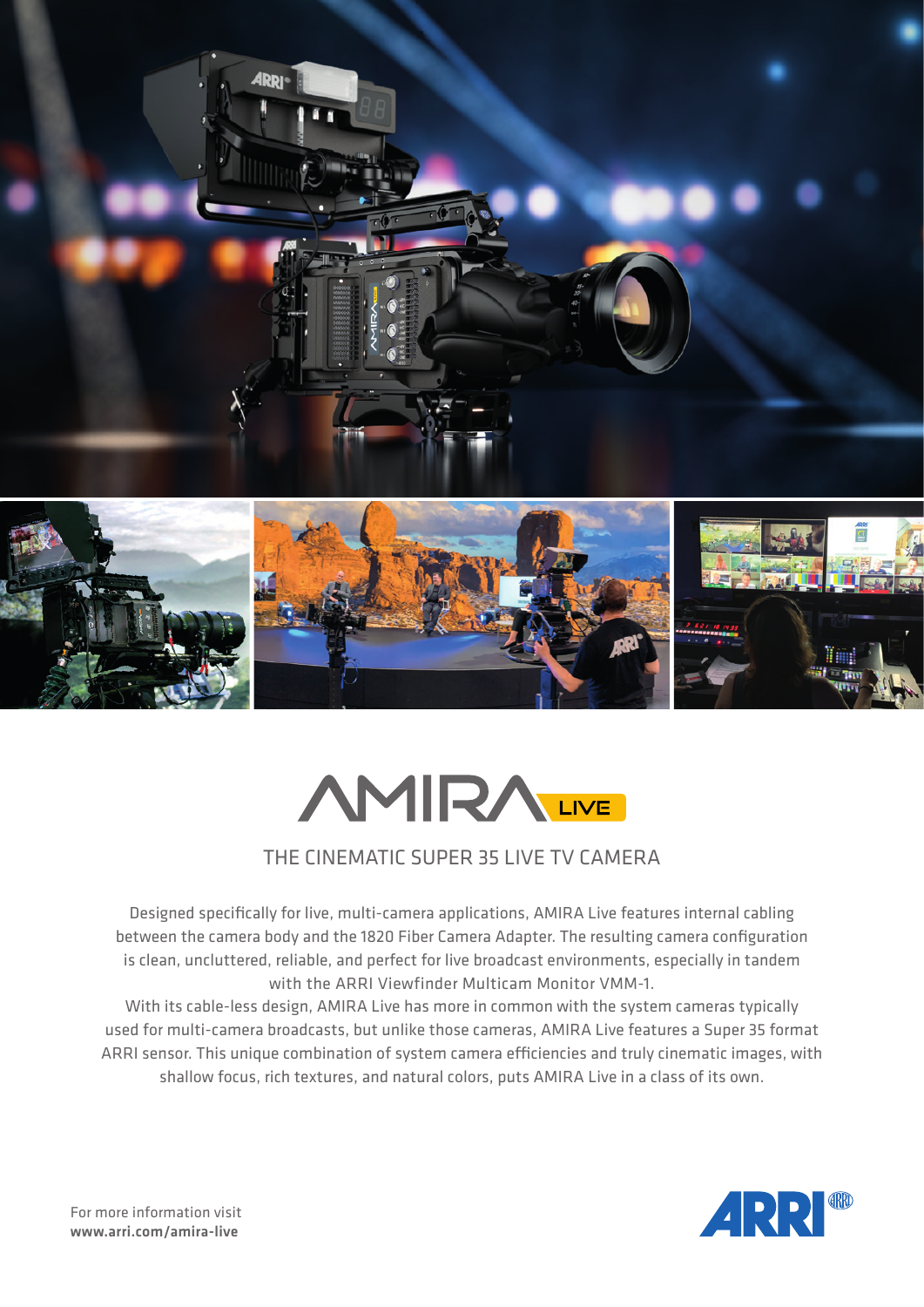# AMIRA LIVE

## THE CINEMATIC SUPER 35 LIVE TV CAMERA

Designed specifically for live, multi-camera applications, AMIRA Live features internal cabling between the camera body and the 1820 Fiber Camera Adapter. The resulting camera configuration is clean, uncluttered, reliable, and perfect for live broadcast environments, especially in tandem with the ARRI Viewfinder Multicam Monitor VMM-1.

With its cable-less design, AMIRA Live has more in common with the system cameras typically used for multi-camera broadcasts, but unlike those cameras, AMIRA Live features a Super 35 format ARRI sensor. This unique combination of system camera efficiencies and truly cinematic images, with shallow focus, rich textures, and natural colors, puts AMIRA Live in a class of its own.

For more information visit
**www.arri.com/amira-live**

ARRI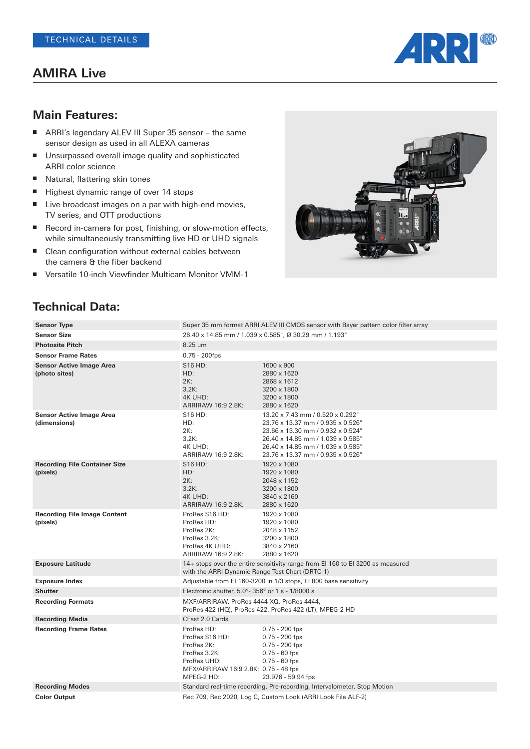TECHNICAL DETAILS

# AMIRA Live

## Main Features:

- ARRI's legendary ALEV III Super 35 sensor – the same sensor design as used in all ALEXA cameras
- Unsurpassed overall image quality and sophisticated ARRI color science
- Natural, flattering skin tones
- Highest dynamic range of over 14 stops
- Live broadcast images on a par with high-end movies, TV series, and OTT productions
- Record in-camera for post, finishing, or slow-motion effects, while simultaneously transmitting live HD or UHD signals
- Clean configuration without external cables between the camera & the fiber backend
- Versatile 10-inch Viewfinder Multicam Monitor VMM-1

## Technical Data:

| | | |
|---|---|---|
| **Sensor Type** | Super 35 mm format ARRI ALEV III CMOS sensor with Bayer pattern color filter array | |
| **Sensor Size** | 26.40 x 14.85 mm / 1.039 x 0.585", Ø 30.29 mm / 1.193" | |
| **Photosite Pitch** | 8.25 μm | |
| **Sensor Frame Rates** | 0.75 - 200fps | |
| **Sensor Active Image Area (photo sites)** | S16 HD:<br>HD:<br>2K:<br>3.2K:<br>4K UHD:<br>ARRIRAW 16:9 2.8K: | 1600 x 900<br>2880 x 1620<br>2868 x 1612<br>3200 x 1800<br>3200 x 1800<br>2880 x 1620 |
| **Sensor Active Image Area (dimensions)** | S16 HD:<br>HD:<br>2K:<br>3.2K:<br>4K UHD:<br>ARRIRAW 16:9 2.8K: | 13.20 x 7.43 mm / 0.520 x 0.292"<br>23.76 x 13.37 mm / 0.935 x 0.526"<br>23.66 x 13.30 mm / 0.932 x 0.524"<br>26.40 x 14.85 mm / 1.039 x 0.585"<br>26.40 x 14.85 mm / 1.039 x 0.585"<br>23.76 x 13.37 mm / 0.935 x 0.526" |
| **Recording File Container Size (pixels)** | S16 HD:<br>HD:<br>2K:<br>3.2K:<br>4K UHD:<br>ARRIRAW 16:9 2.8K: | 1920 x 1080<br>1920 x 1080<br>2048 x 1152<br>3200 x 1800<br>3840 x 2160<br>2880 x 1620 |
| **Recording File Image Content (pixels)** | ProRes S16 HD:<br>ProRes HD:<br>ProRes 2K:<br>ProRes 3.2K:<br>ProRes 4K UHD:<br>ARRIRAW 16:9 2.8K: | 1920 x 1080<br>1920 x 1080<br>2048 x 1152<br>3200 x 1800<br>3840 x 2160<br>2880 x 1620 |
| **Exposure Latitude** | 14+ stops over the entire sensitivity range from EI 160 to EI 3200 as measured with the ARRI Dynamic Range Test Chart (DRTC-1) | |
| **Exposure Index** | Adjustable from EI 160-3200 in 1/3 stops, EI 800 base sensitivity | |
| **Shutter** | Electronic shutter, 5.0°- 356° or 1 s - 1/8000 s | |
| **Recording Formats** | MXF/ARRIRAW, ProRes 4444 XQ, ProRes 4444, ProRes 422 (HQ), ProRes 422, ProRes 422 (LT), MPEG-2 HD | |
| **Recording Media** | CFast 2.0 Cards | |
| **Recording Frame Rates** | ProRes HD:<br>ProRes S16 HD:<br>ProRes 2K:<br>ProRes 3.2K:<br>ProRes UHD:<br>MFX/ARRIRAW 16:9 2.8K:<br>MPEG-2 HD: | 0.75 - 200 fps<br>0.75 - 200 fps<br>0.75 - 200 fps<br>0.75 - 60 fps<br>0.75 - 60 fps<br>0.75 - 48 fps<br>23.976 - 59.94 fps |
| **Recording Modes** | Standard real-time recording, Pre-recording, Intervalometer, Stop Motion | |
| **Color Output** | Rec 709, Rec 2020, Log C, Custom Look (ARRI Look File ALF-2) | |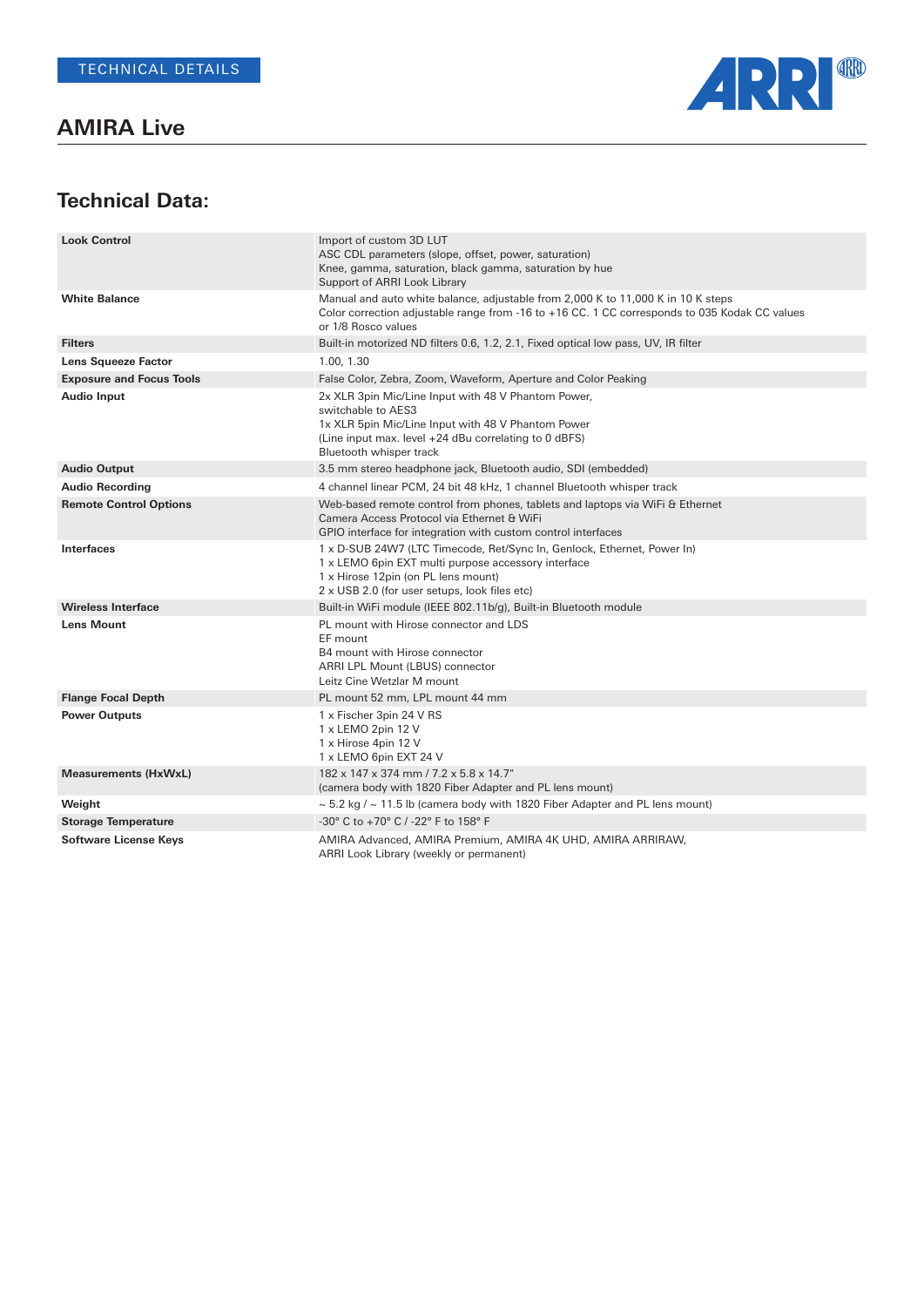TECHNICAL DETAILS

# AMIRA Live

## Technical Data:

| | |
|---|---|
| **Look Control** | Import of custom 3D LUT<br>ASC CDL parameters (slope, offset, power, saturation)<br>Knee, gamma, saturation, black gamma, saturation by hue<br>Support of ARRI Look Library |
| **White Balance** | Manual and auto white balance, adjustable from 2,000 K to 11,000 K in 10 K steps<br>Color correction adjustable range from -16 to +16 CC. 1 CC corresponds to 035 Kodak CC values or 1/8 Rosco values |
| **Filters** | Built-in motorized ND filters 0.6, 1.2, 2.1, Fixed optical low pass, UV, IR filter |
| **Lens Squeeze Factor** | 1.00, 1.30 |
| **Exposure and Focus Tools** | False Color, Zebra, Zoom, Waveform, Aperture and Color Peaking |
| **Audio Input** | 2x XLR 3pin Mic/Line Input with 48 V Phantom Power, switchable to AES3<br>1x XLR 5pin Mic/Line Input with 48 V Phantom Power<br>(Line input max. level +24 dBu correlating to 0 dBFS)<br>Bluetooth whisper track |
| **Audio Output** | 3.5 mm stereo headphone jack, Bluetooth audio, SDI (embedded) |
| **Audio Recording** | 4 channel linear PCM, 24 bit 48 kHz, 1 channel Bluetooth whisper track |
| **Remote Control Options** | Web-based remote control from phones, tablets and laptops via WiFi & Ethernet<br>Camera Access Protocol via Ethernet & WiFi<br>GPIO interface for integration with custom control interfaces |
| **Interfaces** | 1 x D-SUB 24W7 (LTC Timecode, Ret/Sync In, Genlock, Ethernet, Power In)<br>1 x LEMO 6pin EXT multi purpose accessory interface<br>1 x Hirose 12pin (on PL lens mount)<br>2 x USB 2.0 (for user setups, look files etc) |
| **Wireless Interface** | Built-in WiFi module (IEEE 802.11b/g), Built-in Bluetooth module |
| **Lens Mount** | PL mount with Hirose connector and LDS<br>EF mount<br>B4 mount with Hirose connector<br>ARRI LPL Mount (LBUS) connector<br>Leitz Cine Wetzlar M mount |
| **Flange Focal Depth** | PL mount 52 mm, LPL mount 44 mm |
| **Power Outputs** | 1 x Fischer 3pin 24 V RS<br>1 x LEMO 2pin 12 V<br>1 x Hirose 4pin 12 V<br>1 x LEMO 6pin EXT 24 V |
| **Measurements (HxWxL)** | 182 x 147 x 374 mm / 7.2 x 5.8 x 14.7"<br>(camera body with 1820 Fiber Adapter and PL lens mount) |
| **Weight** | ~ 5.2 kg / ~ 11.5 lb (camera body with 1820 Fiber Adapter and PL lens mount) |
| **Storage Temperature** | -30° C to +70° C / -22° F to 158° F |
| **Software License Keys** | AMIRA Advanced, AMIRA Premium, AMIRA 4K UHD, AMIRA ARRIRAW,<br>ARRI Look Library (weekly or permanent) |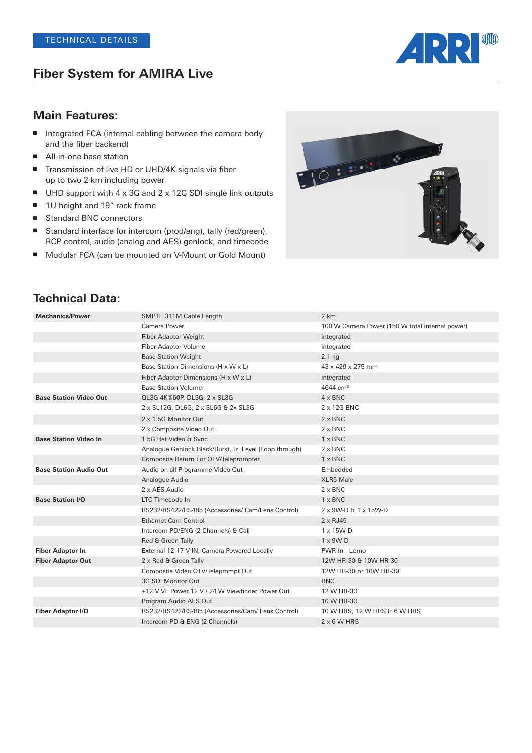TECHNICAL DETAILS

# Fiber System for AMIRA Live

## Main Features:

- Integrated FCA (internal cabling between the camera body and the fiber backend)
- All-in-one base station
- Transmission of live HD or UHD/4K signals via fiber up to two 2 km including power
- UHD support with 4 x 3G and 2 x 12G SDI single link outputs
- 1U height and 19" rack frame
- Standard BNC connectors
- Standard interface for intercom (prod/eng), tally (red/green), RCP control, audio (analog and AES) genlock, and timecode
- Modular FCA (can be mounted on V-Mount or Gold Mount)

## Technical Data:

| | | |
|---|---|---|
| **Mechanics/Power** | SMPTE 311M Cable Length | 2 km |
| | Camera Power | 100 W Camera Power (150 W total internal power) |
| | Fiber Adaptor Weight | integrated |
| | Fiber Adaptor Volume | integrated |
| | Base Station Weight | 2.1 kg |
| | Base Station Dimensions (H x W x L) | 43 x 429 x 275 mm |
| | Fiber Adaptor Dimensions (H x W x L) | integrated |
| | Base Station Volume | 4644 cm³ |
| **Base Station Video Out** | QL3G 4K@60P, DL3G, 2 x SL3G | 4 x BNC |
| | 2 x SL12G, DL6G, 2 x SL6G & 2x SL3G | 2 x 12G BNC |
| | 2 x 1.5G Monitor Out | 2 x BNC |
| | 2 x Composite Video Out | 2 x BNC |
| **Base Station Video In** | 1.5G Ret Video & Sync | 1 x BNC |
| | Analogue Genlock Black/Burst, Tri Level (Loop through) | 2 x BNC |
| | Composite Return For QTV/Teleprompter | 1 x BNC |
| **Base Station Audio Out** | Audio on all Programme Video Out | Embedded |
| | Analogue Audio | XLR5 Male |
| | 2 x AES Audio | 2 x BNC |
| **Base Station I/O** | LTC Timecode In | 1 x BNC |
| | RS232/RS422/RS485 (Accessories/ Cam/Lens Control) | 2 x 9W-D & 1 x 15W-D |
| | Ethernet Cam Control | 2 x RJ45 |
| | Intercom PD/ENG (2 Channels) & Call | 1 x 15W-D |
| | Red & Green Tally | 1 x 9W-D |
| **Fiber Adaptor In** | External 12-17 V IN, Camera Powered Locally | PWR In - Lemo |
| **Fiber Adaptor Out** | 2 x Red & Green Tally | 12W HR-30 & 10W HR-30 |
| | Composite Video QTV/Teleprompt Out | 12W HR-30 or 10W HR-30 |
| | 3G SDI Monitor Out | BNC |
| | +12 V VF Power 12 V / 24 W Viewfinder Power Out | 12 W HR-30 |
| | Program Audio AES Out | 10 W HR-30 |
| **Fiber Adaptor I/O** | RS232/RS422/RS485 (Accessories/Cam/ Lens Control) | 10 W HRS, 12 W HRS & 6 W HRS |
| | Intercom PD & ENG (2 Channels) | 2 x 6 W HRS |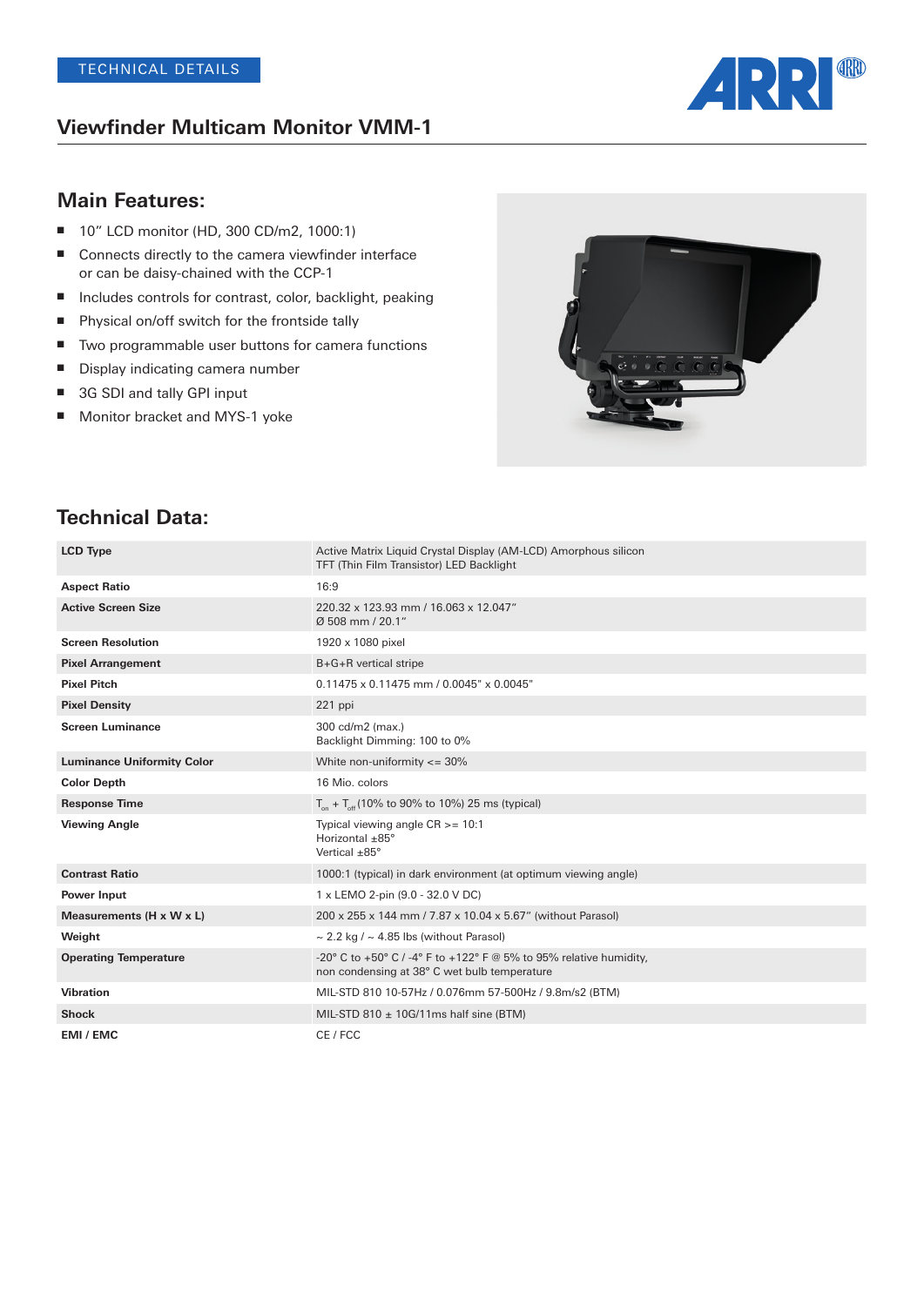TECHNICAL DETAILS

# Viewfinder Multicam Monitor VMM-1

## Main Features:

- 10" LCD monitor (HD, 300 CD/m2, 1000:1)
- Connects directly to the camera viewfinder interface or can be daisy-chained with the CCP-1
- Includes controls for contrast, color, backlight, peaking
- Physical on/off switch for the frontside tally
- Two programmable user buttons for camera functions
- Display indicating camera number
- 3G SDI and tally GPI input
- Monitor bracket and MYS-1 yoke

## Technical Data:

| | |
|---|---|
| **LCD Type** | Active Matrix Liquid Crystal Display (AM-LCD) Amorphous silicon TFT (Thin Film Transistor) LED Backlight |
| **Aspect Ratio** | 16:9 |
| **Active Screen Size** | 220.32 x 123.93 mm / 16.063 x 12.047"<br>Ø 508 mm / 20.1" |
| **Screen Resolution** | 1920 x 1080 pixel |
| **Pixel Arrangement** | B+G+R vertical stripe |
| **Pixel Pitch** | 0.11475 x 0.11475 mm / 0.0045" x 0.0045" |
| **Pixel Density** | 221 ppi |
| **Screen Luminance** | 300 cd/m2 (max.)<br>Backlight Dimming: 100 to 0% |
| **Luminance Uniformity Color** | White non-uniformity <= 30% |
| **Color Depth** | 16 Mio. colors |
| **Response Time** | $T_{on}$ + $T_{off}$ (10% to 90% to 10%) 25 ms (typical) |
| **Viewing Angle** | Typical viewing angle CR >= 10:1<br>Horizontal ±85°<br>Vertical ±85° |
| **Contrast Ratio** | 1000:1 (typical) in dark environment (at optimum viewing angle) |
| **Power Input** | 1 x LEMO 2-pin (9.0 - 32.0 V DC) |
| **Measurements (H x W x L)** | 200 x 255 x 144 mm / 7.87 x 10.04 x 5.67" (without Parasol) |
| **Weight** | ~ 2.2 kg / ~ 4.85 lbs (without Parasol) |
| **Operating Temperature** | -20° C to +50° C / -4° F to +122° F @ 5% to 95% relative humidity, non condensing at 38° C wet bulb temperature |
| **Vibration** | MIL-STD 810 10-57Hz / 0.076mm 57-500Hz / 9.8m/s2 (BTM) |
| **Shock** | MIL-STD 810 ± 10G/11ms half sine (BTM) |
| **EMI / EMC** | CE / FCC |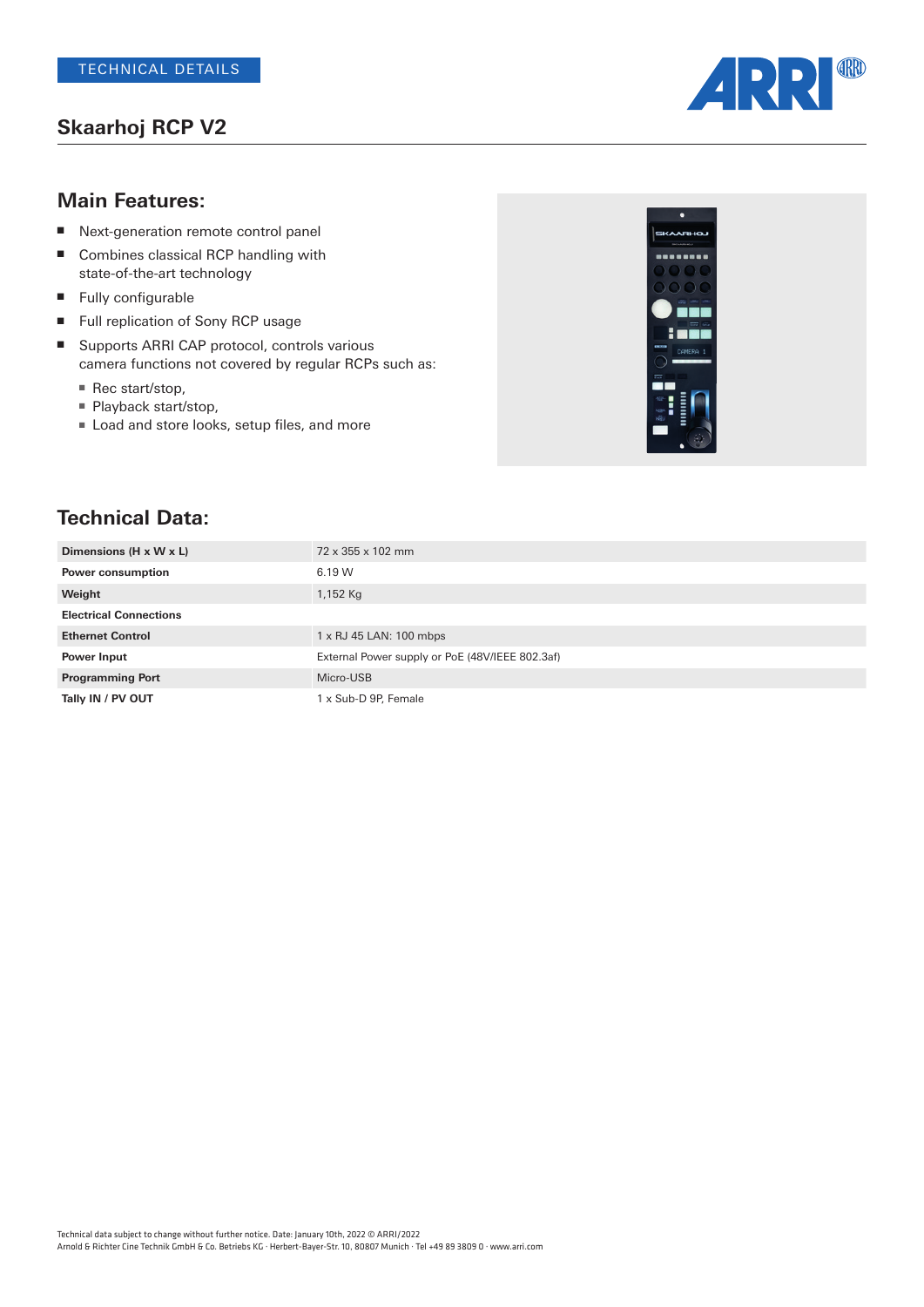TECHNICAL DETAILS

## Skaarhoj RCP V2

### Main Features:

- Next-generation remote control panel
- Combines classical RCP handling with state-of-the-art technology
- Fully configurable
- Full replication of Sony RCP usage
- Supports ARRI CAP protocol, controls various camera functions not covered by regular RCPs such as:
  - Rec start/stop,
  - Playback start/stop,
  - Load and store looks, setup files, and more

### Technical Data:

| | |
|---|---|
| **Dimensions (H x W x L)** | 72 x 355 x 102 mm |
| **Power consumption** | 6.19 W |
| **Weight** | 1,152 Kg |
| **Electrical Connections** | |
| **Ethernet Control** | 1 x RJ 45 LAN: 100 mbps |
| **Power Input** | External Power supply or PoE (48V/IEEE 802.3af) |
| **Programming Port** | Micro-USB |
| **Tally IN / PV OUT** | 1 x Sub-D 9P, Female |

Technical data subject to change without further notice. Date: January 10th, 2022 © ARRI/2022
Arnold & Richter Cine Technik GmbH & Co. Betriebs KG · Herbert-Bayer-Str. 10, 80807 Munich · Tel +49 89 3809 0 · www.arri.com